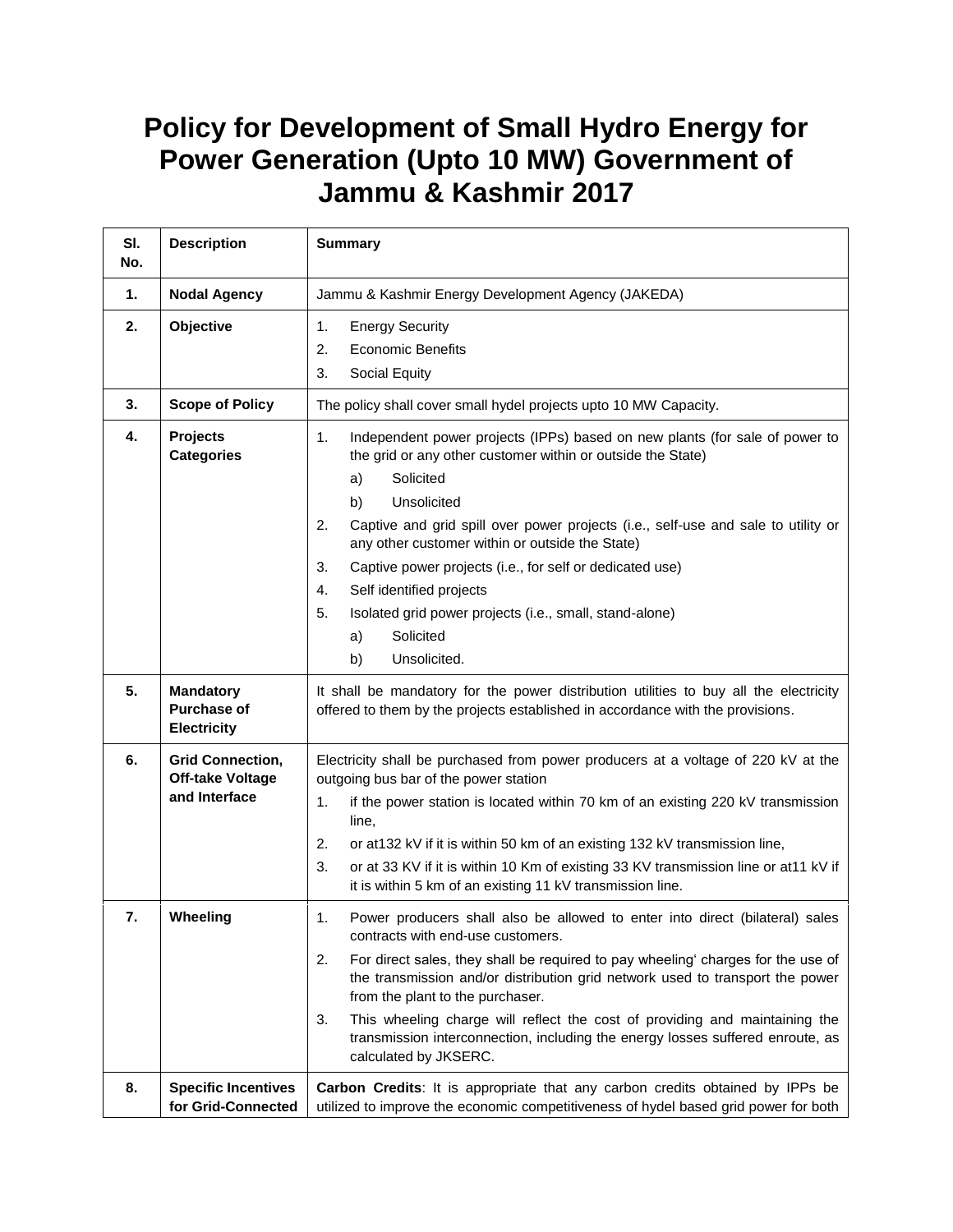# Policy for Development of Small Hydro Energy for Power Generation (Upto 10 MW) Government of Jammu & Kashmir 2017

| Sl. No. | Description | Summary |
|---|---|---|
| 1. | **Nodal Agency** | Jammu & Kashmir Energy Development Agency (JAKEDA) |
| 2. | **Objective** | 1. Energy Security<br>2. Economic Benefits<br>3. Social Equity |
| 3. | **Scope of Policy** | The policy shall cover small hydel projects upto 10 MW Capacity. |
| 4. | **Projects Categories** | 1. Independent power projects (IPPs) based on new plants (for sale of power to the grid or any other customer within or outside the State)<br>a) Solicited<br>b) Unsolicited<br>2. Captive and grid spill over power projects (i.e., self-use and sale to utility or any other customer within or outside the State)<br>3. Captive power projects (i.e., for self or dedicated use)<br>4. Self identified projects<br>5. Isolated grid power projects (i.e., small, stand-alone)<br>a) Solicited<br>b) Unsolicited. |
| 5. | **Mandatory Purchase of Electricity** | It shall be mandatory for the power distribution utilities to buy all the electricity offered to them by the projects established in accordance with the provisions. |
| 6. | **Grid Connection, Off-take Voltage and Interface** | Electricity shall be purchased from power producers at a voltage of 220 kV at the outgoing bus bar of the power station<br>1. if the power station is located within 70 km of an existing 220 kV transmission line,<br>2. or at132 kV if it is within 50 km of an existing 132 kV transmission line,<br>3. or at 33 KV if it is within 10 Km of existing 33 KV transmission line or at11 kV if it is within 5 km of an existing 11 kV transmission line. |
| 7. | **Wheeling** | 1. Power producers shall also be allowed to enter into direct (bilateral) sales contracts with end-use customers.<br>2. For direct sales, they shall be required to pay wheeling' charges for the use of the transmission and/or distribution grid network used to transport the power from the plant to the purchaser.<br>3. This wheeling charge will reflect the cost of providing and maintaining the transmission interconnection, including the energy losses suffered enroute, as calculated by JKSERC. |
| 8. | **Specific Incentives for Grid-Connected** | **Carbon Credits**: It is appropriate that any carbon credits obtained by IPPs be utilized to improve the economic competitiveness of hydel based grid power for both |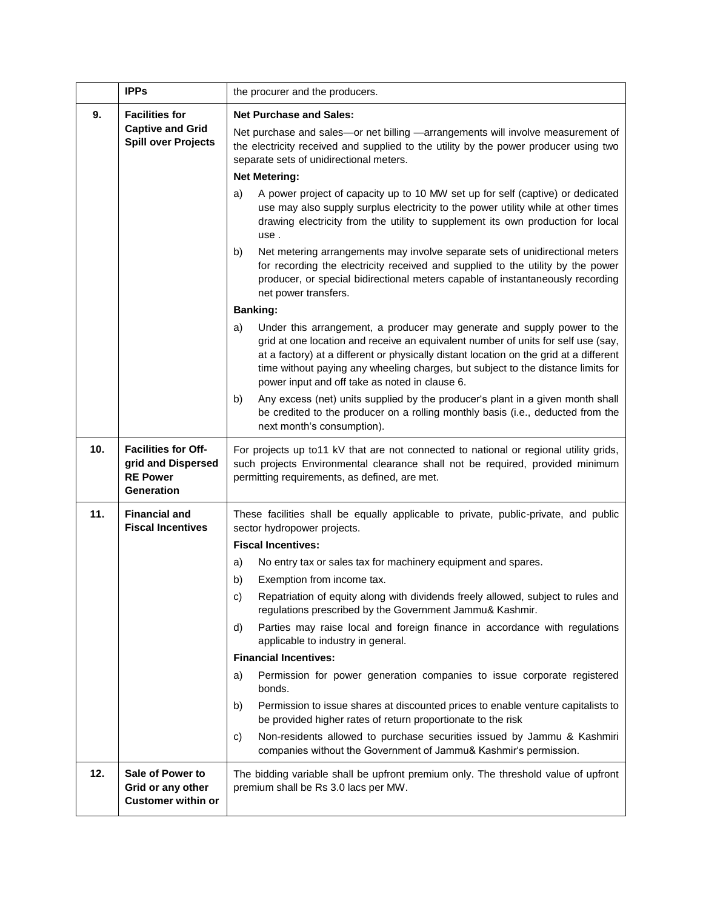| | | |
|---|---|---|
| | **IPPs** | the procurer and the producers. |
| **9.** | **Facilities for Captive and Grid Spill over Projects** | **Net Purchase and Sales:**<br>Net purchase and sales—or net billing —arrangements will involve measurement of the electricity received and supplied to the utility by the power producer using two separate sets of unidirectional meters.<br>**Net Metering:**<br>a) A power project of capacity up to 10 MW set up for self (captive) or dedicated use may also supply surplus electricity to the power utility while at other times drawing electricity from the utility to supplement its own production for local use .<br>b) Net metering arrangements may involve separate sets of unidirectional meters for recording the electricity received and supplied to the utility by the power producer, or special bidirectional meters capable of instantaneously recording net power transfers.<br>**Banking:**<br>a) Under this arrangement, a producer may generate and supply power to the grid at one location and receive an equivalent number of units for self use (say, at a factory) at a different or physically distant location on the grid at a different time without paying any wheeling charges, but subject to the distance limits for power input and off take as noted in clause 6.<br>b) Any excess (net) units supplied by the producer's plant in a given month shall be credited to the producer on a rolling monthly basis (i.e., deducted from the next month's consumption). |
| **10.** | **Facilities for Off-grid and Dispersed RE Power Generation** | For projects up to11 kV that are not connected to national or regional utility grids, such projects Environmental clearance shall not be required, provided minimum permitting requirements, as defined, are met. |
| **11.** | **Financial and Fiscal Incentives** | These facilities shall be equally applicable to private, public-private, and public sector hydropower projects.<br>**Fiscal Incentives:**<br>a) No entry tax or sales tax for machinery equipment and spares.<br>b) Exemption from income tax.<br>c) Repatriation of equity along with dividends freely allowed, subject to rules and regulations prescribed by the Government Jammu& Kashmir.<br>d) Parties may raise local and foreign finance in accordance with regulations applicable to industry in general.<br>**Financial Incentives:**<br>a) Permission for power generation companies to issue corporate registered bonds.<br>b) Permission to issue shares at discounted prices to enable venture capitalists to be provided higher rates of return proportionate to the risk<br>c) Non-residents allowed to purchase securities issued by Jammu & Kashmiri companies without the Government of Jammu& Kashmir's permission. |
| **12.** | **Sale of Power to Grid or any other Customer within or** | The bidding variable shall be upfront premium only. The threshold value of upfront premium shall be Rs 3.0 lacs per MW. |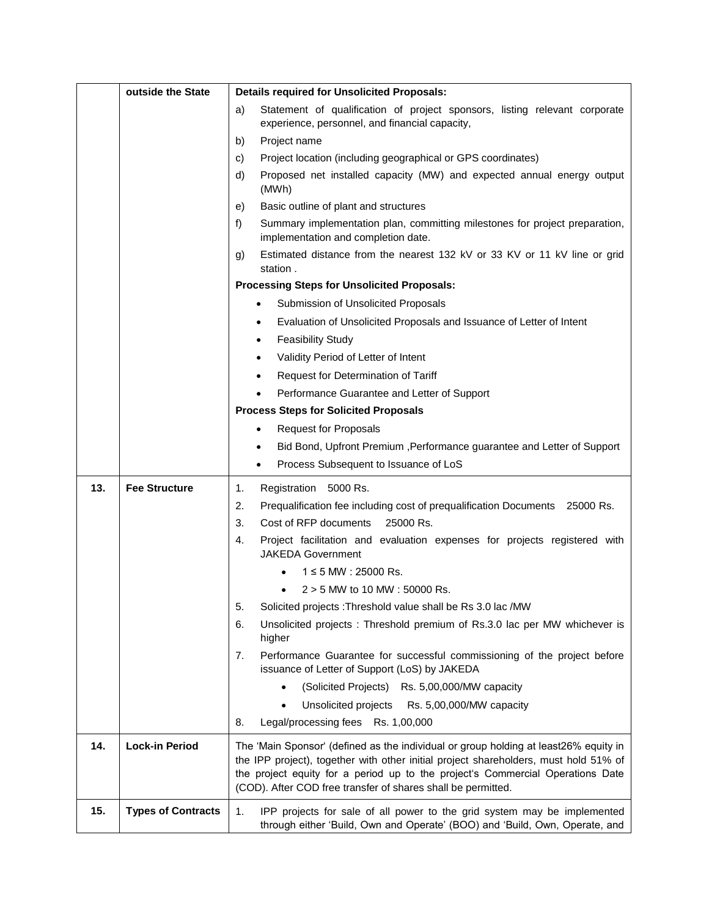| | | |
|---|---|---|
| | outside the State | **Details required for Unsolicited Proposals:**<br>a) Statement of qualification of project sponsors, listing relevant corporate experience, personnel, and financial capacity,<br>b) Project name<br>c) Project location (including geographical or GPS coordinates)<br>d) Proposed net installed capacity (MW) and expected annual energy output (MWh)<br>e) Basic outline of plant and structures<br>f) Summary implementation plan, committing milestones for project preparation, implementation and completion date.<br>g) Estimated distance from the nearest 132 kV or 33 KV or 11 kV line or grid station .<br>**Processing Steps for Unsolicited Proposals:**<br>• Submission of Unsolicited Proposals<br>• Evaluation of Unsolicited Proposals and Issuance of Letter of Intent<br>• Feasibility Study<br>• Validity Period of Letter of Intent<br>• Request for Determination of Tariff<br>• Performance Guarantee and Letter of Support<br>**Process Steps for Solicited Proposals**<br>• Request for Proposals<br>• Bid Bond, Upfront Premium ,Performance guarantee and Letter of Support<br>• Process Subsequent to Issuance of LoS |
| **13.** | **Fee Structure** | 1. Registration 5000 Rs.<br>2. Prequalification fee including cost of prequalification Documents 25000 Rs.<br>3. Cost of RFP documents 25000 Rs.<br>4. Project facilitation and evaluation expenses for projects registered with JAKEDA Government<br>• 1 ≤ 5 MW : 25000 Rs.<br>• 2 > 5 MW to 10 MW : 50000 Rs.<br>5. Solicited projects :Threshold value shall be Rs 3.0 lac /MW<br>6. Unsolicited projects : Threshold premium of Rs.3.0 lac per MW whichever is higher<br>7. Performance Guarantee for successful commissioning of the project before issuance of Letter of Support (LoS) by JAKEDA<br>• (Solicited Projects) Rs. 5,00,000/MW capacity<br>• Unsolicited projects Rs. 5,00,000/MW capacity<br>8. Legal/processing fees Rs. 1,00,000 |
| **14.** | **Lock-in Period** | The 'Main Sponsor' (defined as the individual or group holding at least26% equity in the IPP project), together with other initial project shareholders, must hold 51% of the project equity for a period up to the project's Commercial Operations Date (COD). After COD free transfer of shares shall be permitted. |
| **15.** | **Types of Contracts** | 1. IPP projects for sale of all power to the grid system may be implemented through either 'Build, Own and Operate' (BOO) and 'Build, Own, Operate, and |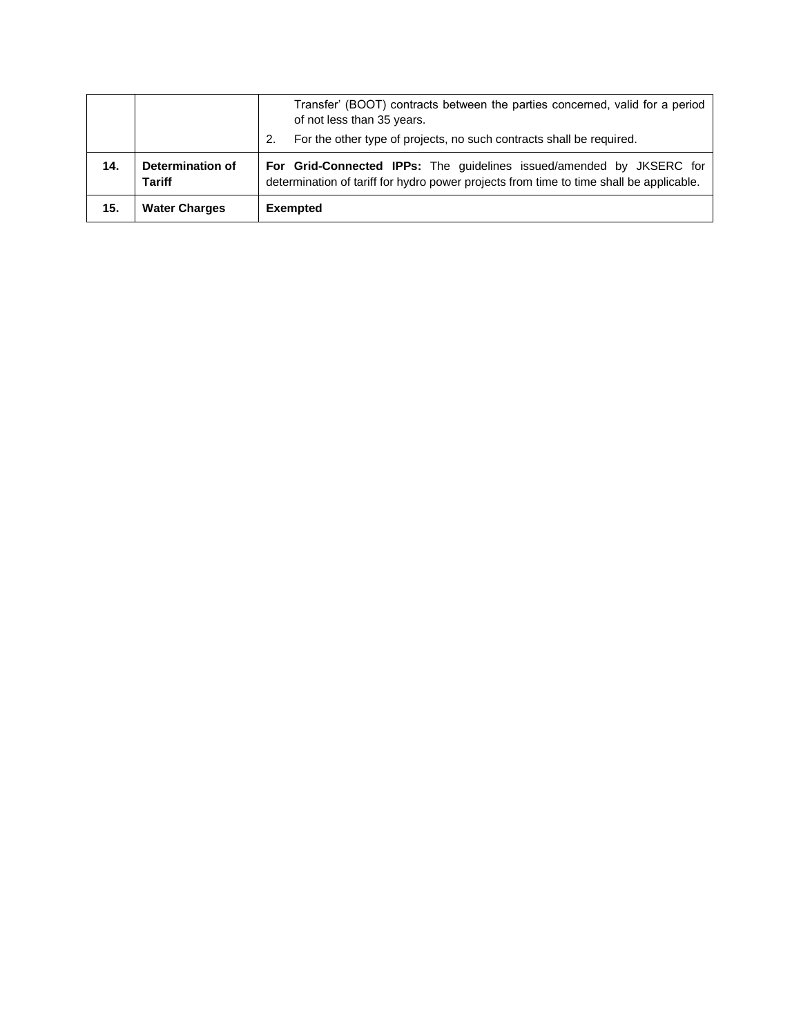| | | |
|---|---|---|
| | | Transfer' (BOOT) contracts between the parties concerned, valid for a period of not less than 35 years.<br>2. For the other type of projects, no such contracts shall be required. |
| **14.** | **Determination of Tariff** | **For Grid-Connected IPPs:** The guidelines issued/amended by JKSERC for determination of tariff for hydro power projects from time to time shall be applicable. |
| **15.** | **Water Charges** | **Exempted** |